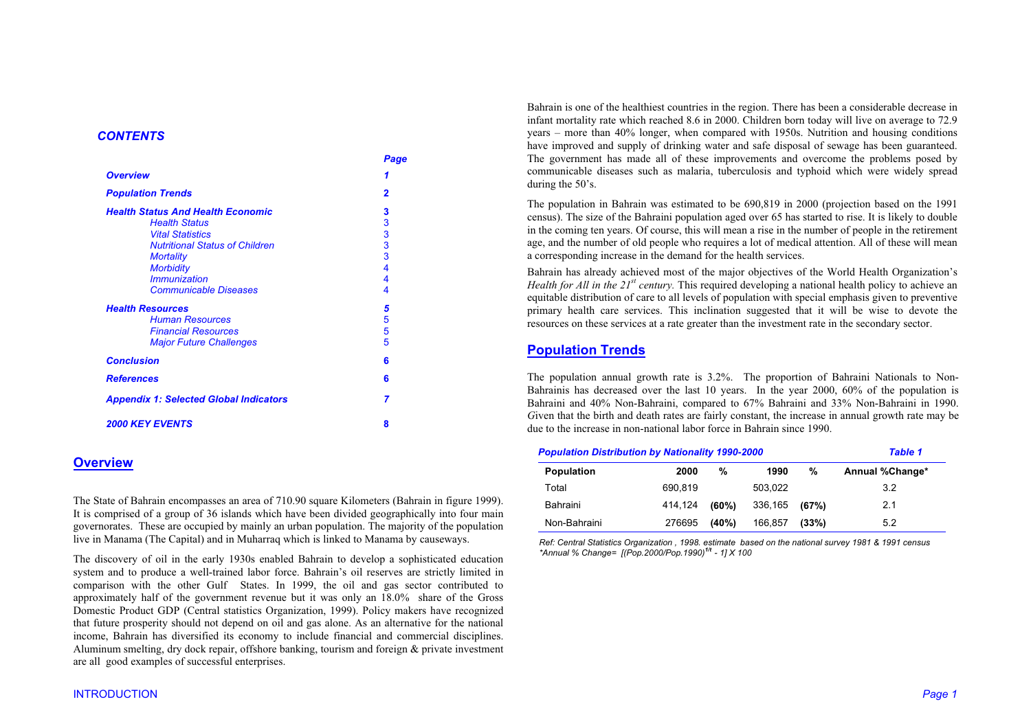## CONTENTS

| | Page |
|---|---|
| **Overview** | 1 |
| **Population Trends** | 2 |
| **Health Status And Health Economic** | 3 |
| Health Status | 3 |
| Vital Statistics | 3 |
| Nutritional Status of Children | 3 |
| Mortality | 3 |
| Morbidity | 4 |
| Immunization | 4 |
| Communicable Diseases | 4 |
| **Health Resources** | 5 |
| Human Resources | 5 |
| Financial Resources | 5 |
| Major Future Challenges | 5 |
| **Conclusion** | 6 |
| **References** | 6 |
| **Appendix 1: Selected Global Indicators** | 7 |
| **2000 KEY EVENTS** | 8 |

## Overview

The State of Bahrain encompasses an area of 710.90 square Kilometers (Bahrain in figure 1999). It is comprised of a group of 36 islands which have been divided geographically into four main governorates. These are occupied by mainly an urban population. The majority of the population live in Manama (The Capital) and in Muharraq which is linked to Manama by causeways.

The discovery of oil in the early 1930s enabled Bahrain to develop a sophisticated education system and to produce a well-trained labor force. Bahrain's oil reserves are strictly limited in comparison with the other Gulf States. In 1999, the oil and gas sector contributed to approximately half of the government revenue but it was only an 18.0% share of the Gross Domestic Product GDP (Central statistics Organization, 1999). Policy makers have recognized that future prosperity should not depend on oil and gas alone. As an alternative for the national income, Bahrain has diversified its economy to include financial and commercial disciplines. Aluminum smelting, dry dock repair, offshore banking, tourism and foreign & private investment are all good examples of successful enterprises.

Bahrain is one of the healthiest countries in the region. There has been a considerable decrease in infant mortality rate which reached 8.6 in 2000. Children born today will live on average to 72.9 years – more than 40% longer, when compared with 1950s. Nutrition and housing conditions have improved and supply of drinking water and safe disposal of sewage has been guaranteed. The government has made all of these improvements and overcome the problems posed by communicable diseases such as malaria, tuberculosis and typhoid which were widely spread during the 50's.

The population in Bahrain was estimated to be 690,819 in 2000 (projection based on the 1991 census). The size of the Bahraini population aged over 65 has started to rise. It is likely to double in the coming ten years. Of course, this will mean a rise in the number of people in the retirement age, and the number of old people who requires a lot of medical attention. All of these will mean a corresponding increase in the demand for the health services.

Bahrain has already achieved most of the major objectives of the World Health Organization's *Health for All in the 21st century.* This required developing a national health policy to achieve an equitable distribution of care to all levels of population with special emphasis given to preventive primary health care services. This inclination suggested that it will be wise to devote the resources on these services at a rate greater than the investment rate in the secondary sector.

## Population Trends

The population annual growth rate is 3.2%. The proportion of Bahraini Nationals to Non-Bahrainis has decreased over the last 10 years. In the year 2000, 60% of the population is Bahraini and 40% Non-Bahraini, compared to 67% Bahraini and 33% Non-Bahraini in 1990. Given that the birth and death rates are fairly constant, the increase in annual growth rate may be due to the increase in non-national labor force in Bahrain since 1990.

***Population Distribution by Nationality 1990-2000*** — ***Table 1***

| Population | 2000 | % | 1990 | % | Annual %Change* |
|---|---|---|---|---|---|
| Total | 690,819 | | 503,022 | | 3.2 |
| Bahraini | 414,124 | **(60%)** | 336,165 | **(67%)** | 2.1 |
| Non-Bahraini | 276695 | **(40%)** | 166,857 | **(33%)** | 5.2 |

*Ref: Central Statistics Organization , 1998. estimate based on the national survey 1981 & 1991 census*
*Annual % Change= $[(Pop.2000/Pop.1990)^{1/t} - 1] \times 100$*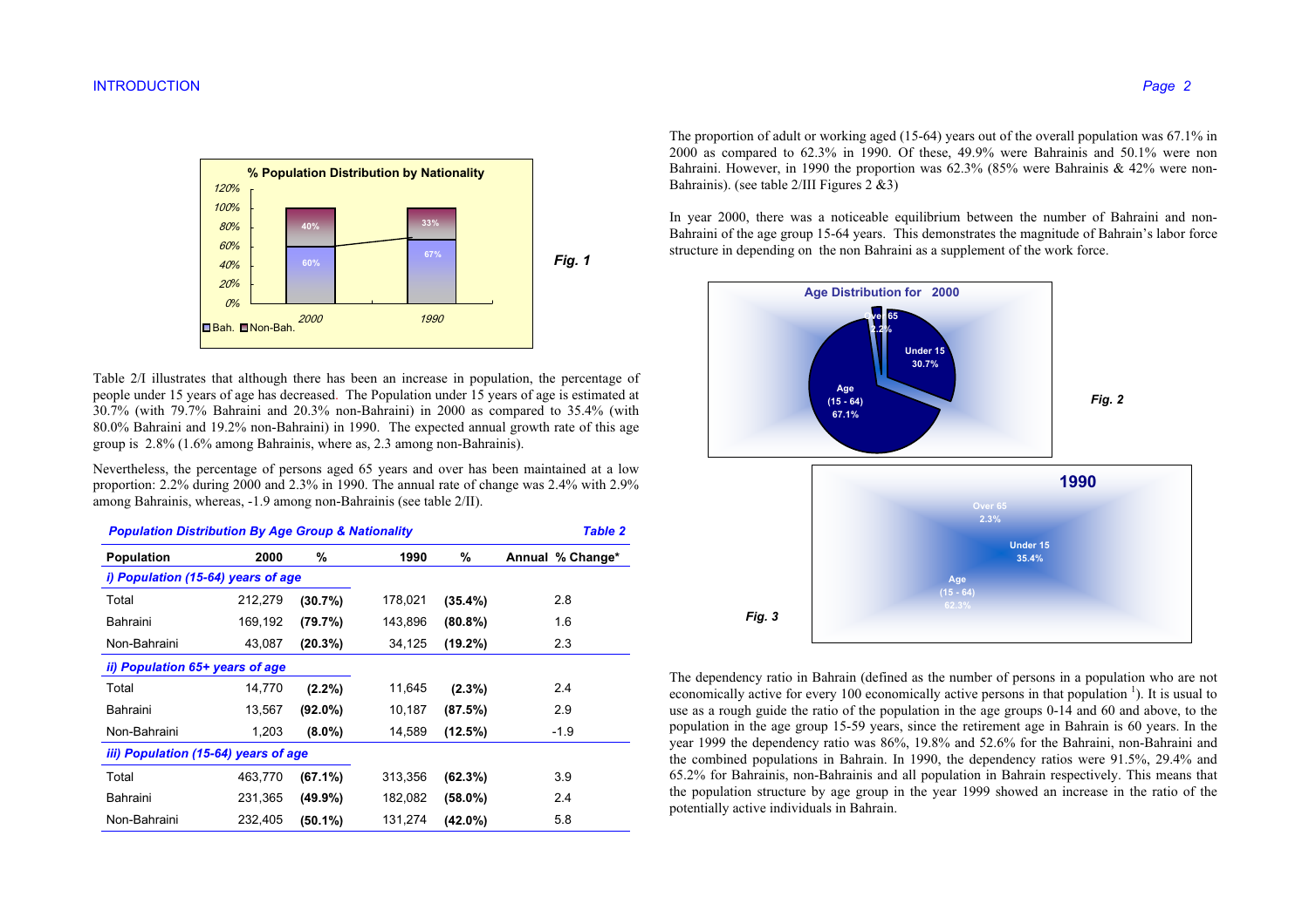Table 2/I illustrates that although there has been an increase in population, the percentage of people under 15 years of age has decreased. The Population under 15 years of age is estimated at 30.7% (with 79.7% Bahraini and 20.3% non-Bahraini) in 2000 as compared to 35.4% (with 80.0% Bahraini and 19.2% non-Bahraini) in 1990. The expected annual growth rate of this age group is 2.8% (1.6% among Bahrainis, where as, 2.3 among non-Bahrainis).

Nevertheless, the percentage of persons aged 65 years and over has been maintained at a low proportion: 2.2% during 2000 and 2.3% in 1990. The annual rate of change was 2.4% with 2.9% among Bahrainis, whereas, -1.9 among non-Bahrainis (see table 2/II).

***Population Distribution By Age Group & Nationality*** — ***Table 2***

| Population | 2000 | % | 1990 | % | Annual % Change* |
|---|---|---|---|---|---|
| ***i) Population (15-64) years of age*** | | | | | |
| Total | 212,279 | **(30.7%)** | 178,021 | **(35.4%)** | 2.8 |
| Bahraini | 169,192 | **(79.7%)** | 143,896 | **(80.8%)** | 1.6 |
| Non-Bahraini | 43,087 | **(20.3%)** | 34,125 | **(19.2%)** | 2.3 |
| ***ii) Population 65+ years of age*** | | | | | |
| Total | 14,770 | **(2.2%)** | 11,645 | **(2.3%)** | 2.4 |
| Bahraini | 13,567 | **(92.0%)** | 10,187 | **(87.5%)** | 2.9 |
| Non-Bahraini | 1,203 | **(8.0%)** | 14,589 | **(12.5%)** | -1.9 |
| ***iii) Population (15-64) years of age*** | | | | | |
| Total | 463,770 | **(67.1%)** | 313,356 | **(62.3%)** | 3.9 |
| Bahraini | 231,365 | **(49.9%)** | 182,082 | **(58.0%)** | 2.4 |
| Non-Bahraini | 232,405 | **(50.1%)** | 131,274 | **(42.0%)** | 5.8 |

The proportion of adult or working aged (15-64) years out of the overall population was 67.1% in 2000 as compared to 62.3% in 1990. Of these, 49.9% were Bahrainis and 50.1% were non Bahraini. However, in 1990 the proportion was 62.3% (85% were Bahrainis & 42% were non-Bahrainis). (see table 2/III Figures 2 &3)

In year 2000, there was a noticeable equilibrium between the number of Bahraini and non-Bahraini of the age group 15-64 years. This demonstrates the magnitude of Bahrain's labor force structure in depending on the non Bahraini as a supplement of the work force.

The dependency ratio in Bahrain (defined as the number of persons in a population who are not economically active for every 100 economically active persons in that population [1]). It is usual to use as a rough guide the ratio of the population in the age groups 0-14 and 60 and above, to the population in the age group 15-59 years, since the retirement age in Bahrain is 60 years. In the year 1999 the dependency ratio was 86%, 19.8% and 52.6% for the Bahraini, non-Bahraini and the combined populations in Bahrain. In 1990, the dependency ratios were 91.5%, 29.4% and 65.2% for Bahrainis, non-Bahrainis and all population in Bahrain respectively. This means that the population structure by age group in the year 1999 showed an increase in the ratio of the potentially active individuals in Bahrain.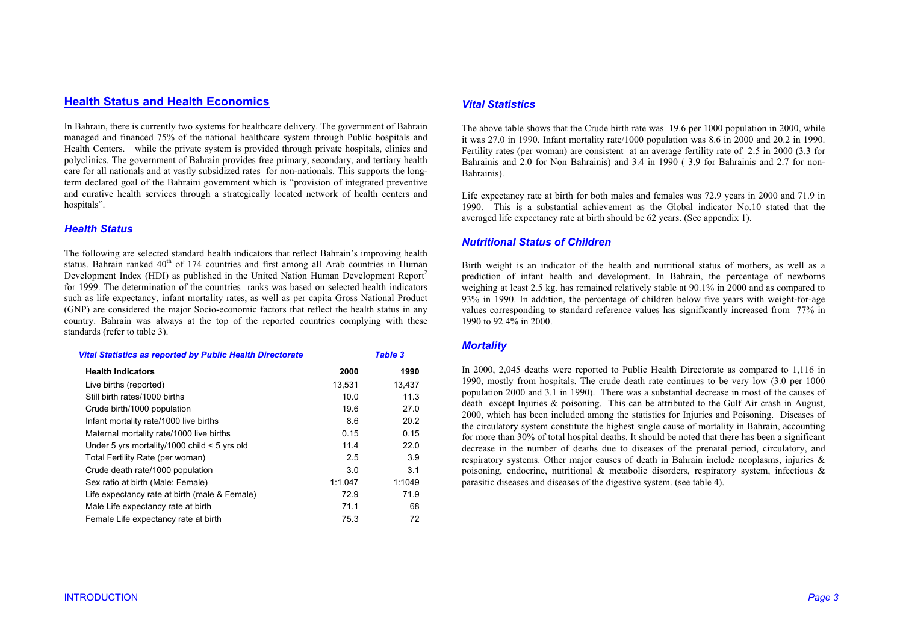## Health Status and Health Economics

In Bahrain, there is currently two systems for healthcare delivery. The government of Bahrain managed and financed 75% of the national healthcare system through Public hospitals and Health Centers. while the private system is provided through private hospitals, clinics and polyclinics. The government of Bahrain provides free primary, secondary, and tertiary health care for all nationals and at vastly subsidized rates for non-nationals. This supports the long-term declared goal of the Bahraini government which is "provision of integrated preventive and curative health services through a strategically located network of health centers and hospitals".

### *Health Status*

The following are selected standard health indicators that reflect Bahrain's improving health status. Bahrain ranked 40th of 174 countries and first among all Arab countries in Human Development Index (HDI) as published in the United Nation Human Development Report[2] for 1999. The determination of the countries ranks was based on selected health indicators such as life expectancy, infant mortality rates, as well as per capita Gross National Product (GNP) are considered the major Socio-economic factors that reflect the health status in any country. Bahrain was always at the top of the reported countries complying with these standards (refer to table 3).

*Vital Statistics as reported by Public Health Directorate* — *Table 3*

| Health Indicators | 2000 | 1990 |
|---|---|---|
| Live births (reported) | 13,531 | 13,437 |
| Still birth rates/1000 births | 10.0 | 11.3 |
| Crude birth/1000 population | 19.6 | 27.0 |
| Infant mortality rate/1000 live births | 8.6 | 20.2 |
| Maternal mortality rate/1000 live births | 0.15 | 0.15 |
| Under 5 yrs mortality/1000 child < 5 yrs old | 11.4 | 22.0 |
| Total Fertility Rate (per woman) | 2.5 | 3.9 |
| Crude death rate/1000 population | 3.0 | 3.1 |
| Sex ratio at birth (Male: Female) | 1:1.047 | 1:1049 |
| Life expectancy rate at birth (male & Female) | 72.9 | 71.9 |
| Male Life expectancy rate at birth | 71.1 | 68 |
| Female Life expectancy rate at birth | 75.3 | 72 |

### *Vital Statistics*

The above table shows that the Crude birth rate was 19.6 per 1000 population in 2000, while it was 27.0 in 1990. Infant mortality rate/1000 population was 8.6 in 2000 and 20.2 in 1990. Fertility rates (per woman) are consistent at an average fertility rate of 2.5 in 2000 (3.3 for Bahrainis and 2.0 for Non Bahrainis) and 3.4 in 1990 ( 3.9 for Bahrainis and 2.7 for non-Bahrainis).

Life expectancy rate at birth for both males and females was 72.9 years in 2000 and 71.9 in 1990. This is a substantial achievement as the Global indicator No.10 stated that the averaged life expectancy rate at birth should be 62 years. (See appendix 1).

### *Nutritional Status of Children*

Birth weight is an indicator of the health and nutritional status of mothers, as well as a prediction of infant health and development. In Bahrain, the percentage of newborns weighing at least 2.5 kg. has remained relatively stable at 90.1% in 2000 and as compared to 93% in 1990. In addition, the percentage of children below five years with weight-for-age values corresponding to standard reference values has significantly increased from 77% in 1990 to 92.4% in 2000.

### *Mortality*

In 2000, 2,045 deaths were reported to Public Health Directorate as compared to 1,116 in 1990, mostly from hospitals. The crude death rate continues to be very low (3.0 per 1000 population 2000 and 3.1 in 1990). There was a substantial decrease in most of the causes of death except Injuries & poisoning. This can be attributed to the Gulf Air crash in August, 2000, which has been included among the statistics for Injuries and Poisoning. Diseases of the circulatory system constitute the highest single cause of mortality in Bahrain, accounting for more than 30% of total hospital deaths. It should be noted that there has been a significant decrease in the number of deaths due to diseases of the prenatal period, circulatory, and respiratory systems. Other major causes of death in Bahrain include neoplasms, injuries & poisoning, endocrine, nutritional & metabolic disorders, respiratory system, infectious & parasitic diseases and diseases of the digestive system. (see table 4).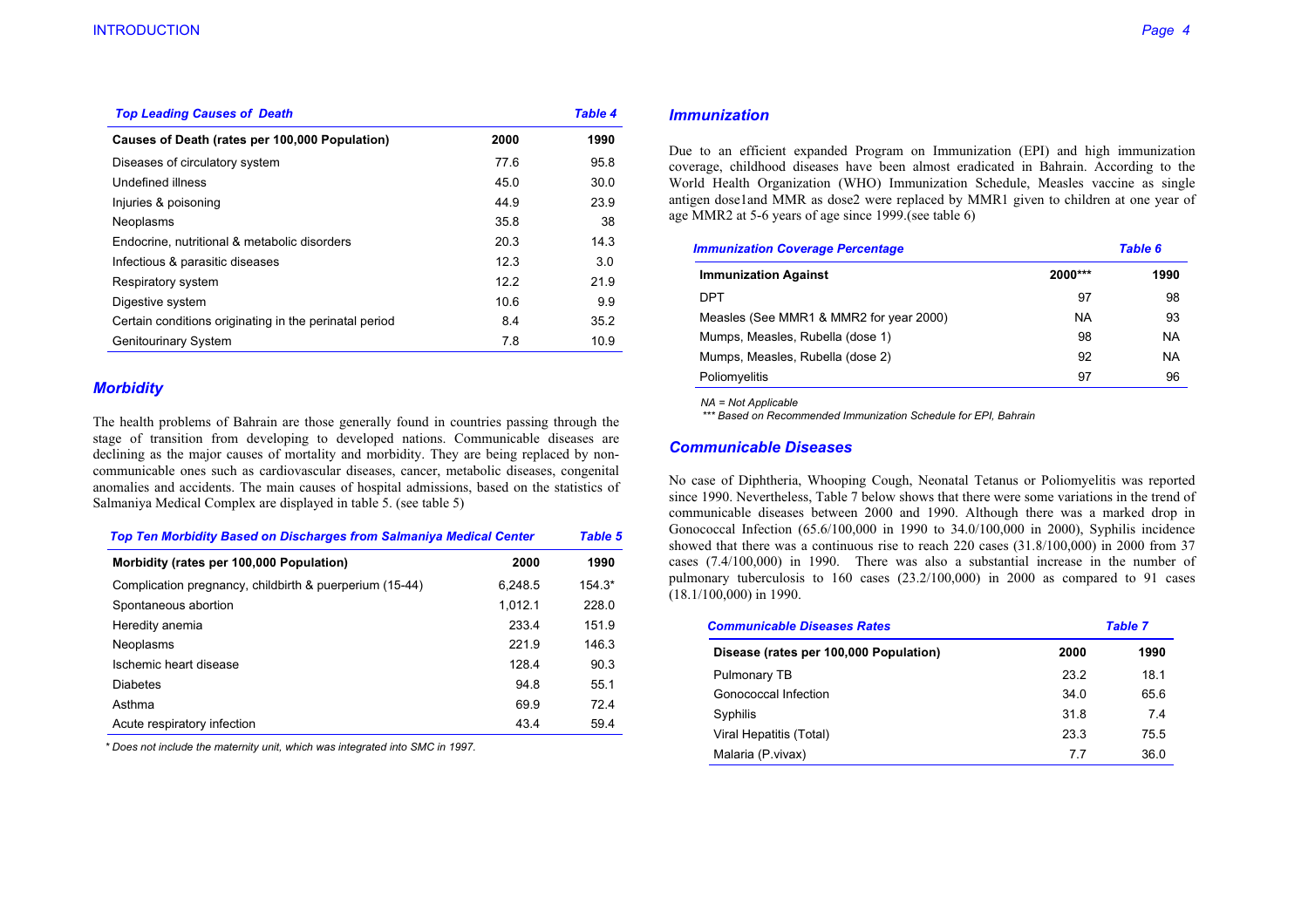*Top Leading Causes of Death* — *Table 4*

| Causes of Death (rates per 100,000 Population) | 2000 | 1990 |
|---|---|---|
| Diseases of circulatory system | 77.6 | 95.8 |
| Undefined illness | 45.0 | 30.0 |
| Injuries & poisoning | 44.9 | 23.9 |
| Neoplasms | 35.8 | 38 |
| Endocrine, nutritional & metabolic disorders | 20.3 | 14.3 |
| Infectious & parasitic diseases | 12.3 | 3.0 |
| Respiratory system | 12.2 | 21.9 |
| Digestive system | 10.6 | 9.9 |
| Certain conditions originating in the perinatal period | 8.4 | 35.2 |
| Genitourinary System | 7.8 | 10.9 |

## Morbidity

The health problems of Bahrain are those generally found in countries passing through the stage of transition from developing to developed nations. Communicable diseases are declining as the major causes of mortality and morbidity. They are being replaced by non-communicable ones such as cardiovascular diseases, cancer, metabolic diseases, congenital anomalies and accidents. The main causes of hospital admissions, based on the statistics of Salmaniya Medical Complex are displayed in table 5. (see table 5)

*Top Ten Morbidity Based on Discharges from Salmaniya Medical Center* — *Table 5*

| Morbidity (rates per 100,000 Population) | 2000 | 1990 |
|---|---|---|
| Complication pregnancy, childbirth & puerperium (15-44) | 6,248.5 | 154.3* |
| Spontaneous abortion | 1,012.1 | 228.0 |
| Heredity anemia | 233.4 | 151.9 |
| Neoplasms | 221.9 | 146.3 |
| Ischemic heart disease | 128.4 | 90.3 |
| Diabetes | 94.8 | 55.1 |
| Asthma | 69.9 | 72.4 |
| Acute respiratory infection | 43.4 | 59.4 |

*\* Does not include the maternity unit, which was integrated into SMC in 1997.*

## Immunization

Due to an efficient expanded Program on Immunization (EPI) and high immunization coverage, childhood diseases have been almost eradicated in Bahrain. According to the World Health Organization (WHO) Immunization Schedule, Measles vaccine as single antigen dose1and MMR as dose2 were replaced by MMR1 given to children at one year of age MMR2 at 5-6 years of age since 1999.(see table 6)

*Immunization Coverage Percentage* — *Table 6*

| Immunization Against | 2000*** | 1990 |
|---|---|---|
| DPT | 97 | 98 |
| Measles (See MMR1 & MMR2 for year 2000) | NA | 93 |
| Mumps, Measles, Rubella (dose 1) | 98 | NA |
| Mumps, Measles, Rubella (dose 2) | 92 | NA |
| Poliomyelitis | 97 | 96 |

*NA = Not Applicable*

*\*\*\* Based on Recommended Immunization Schedule for EPI, Bahrain*

## Communicable Diseases

No case of Diphtheria, Whooping Cough, Neonatal Tetanus or Poliomyelitis was reported since 1990. Nevertheless, Table 7 below shows that there were some variations in the trend of communicable diseases between 2000 and 1990. Although there was a marked drop in Gonococcal Infection (65.6/100,000 in 1990 to 34.0/100,000 in 2000), Syphilis incidence showed that there was a continuous rise to reach 220 cases (31.8/100,000) in 2000 from 37 cases (7.4/100,000) in 1990. There was also a substantial increase in the number of pulmonary tuberculosis to 160 cases (23.2/100,000) in 2000 as compared to 91 cases (18.1/100,000) in 1990.

*Communicable Diseases Rates* — *Table 7*

| Disease (rates per 100,000 Population) | 2000 | 1990 |
|---|---|---|
| Pulmonary TB | 23.2 | 18.1 |
| Gonococcal Infection | 34.0 | 65.6 |
| Syphilis | 31.8 | 7.4 |
| Viral Hepatitis (Total) | 23.3 | 75.5 |
| Malaria (P.vivax) | 7.7 | 36.0 |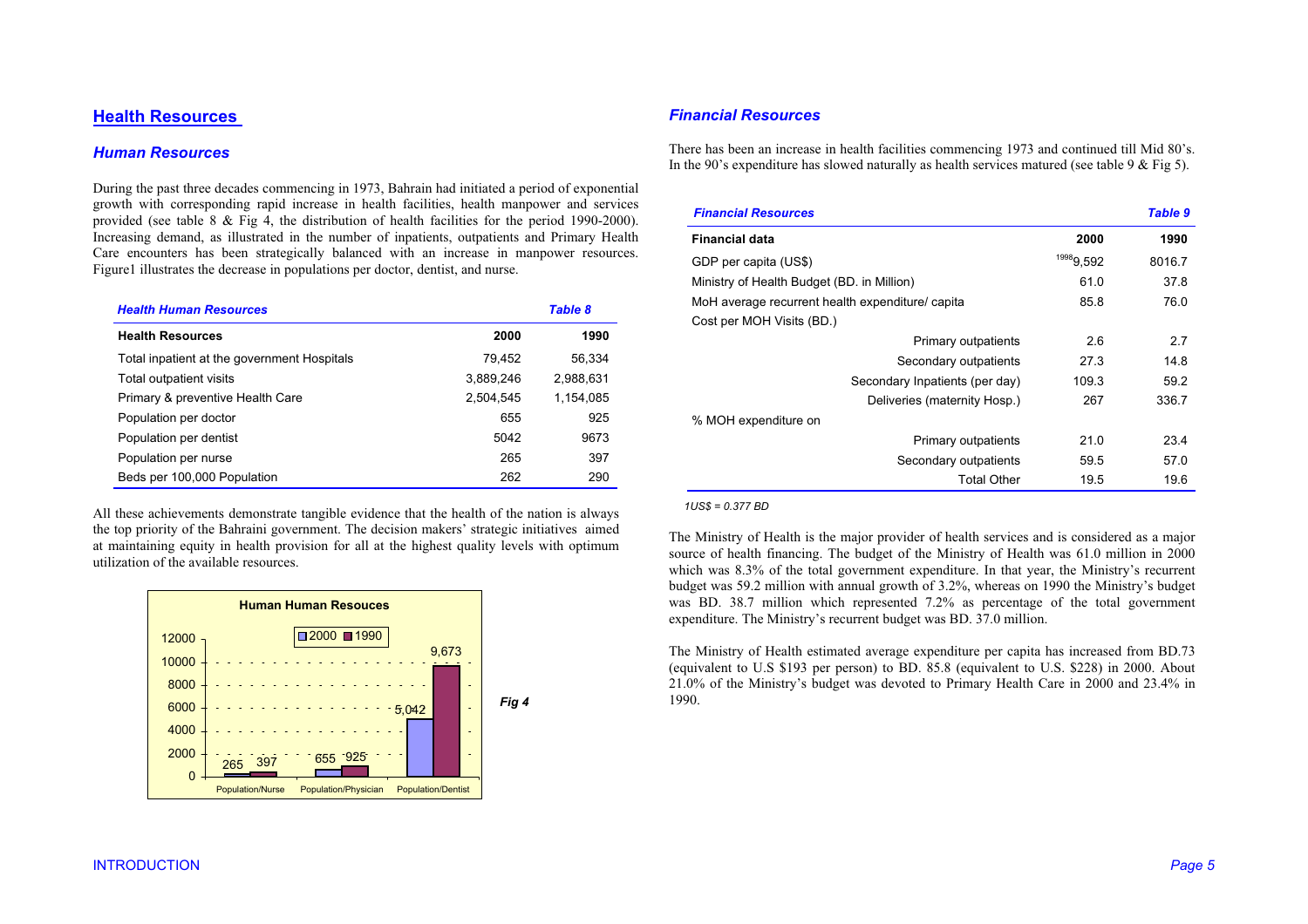## Health Resources

### *Human Resources*

During the past three decades commencing in 1973, Bahrain had initiated a period of exponential growth with corresponding rapid increase in health facilities, health manpower and services provided (see table 8 & Fig 4, the distribution of health facilities for the period 1990-2000). Increasing demand, as illustrated in the number of inpatients, outpatients and Primary Health Care encounters has been strategically balanced with an increase in manpower resources. Figure1 illustrates the decrease in populations per doctor, dentist, and nurse.

***Health Human Resources*** — ***Table 8***

| **Health Resources** | **2000** | **1990** |
|---|---|---|
| Total inpatient at the government Hospitals | 79,452 | 56,334 |
| Total outpatient visits | 3,889,246 | 2,988,631 |
| Primary & preventive Health Care | 2,504,545 | 1,154,085 |
| Population per doctor | 655 | 925 |
| Population per dentist | 5042 | 9673 |
| Population per nurse | 265 | 397 |
| Beds per 100,000 Population | 262 | 290 |

All these achievements demonstrate tangible evidence that the health of the nation is always the top priority of the Bahraini government. The decision makers' strategic initiatives aimed at maintaining equity in health provision for all at the highest quality levels with optimum utilization of the available resources.

**Human Human Resouces**

| | 2000 | 1990 |
|---|---|---|
| Population/Nurse | 265 | 397 |
| Population/Physician | 655 | 925 |
| Population/Dentist | 5,042 | 9,673 |

*Fig 4*

### *Financial Resources*

There has been an increase in health facilities commencing 1973 and continued till Mid 80's. In the 90's expenditure has slowed naturally as health services matured (see table 9 & Fig 5).

***Financial Resources*** — ***Table 9***

| **Financial data** | **2000** | **1990** |
|---|---|---|
| GDP per capita (US$) | [1998]9,592 | 8016.7 |
| Ministry of Health Budget (BD. in Million) | 61.0 | 37.8 |
| MoH average recurrent health expenditure/ capita | 85.8 | 76.0 |
| Cost per MOH Visits (BD.) | | |
| Primary outpatients | 2.6 | 2.7 |
| Secondary outpatients | 27.3 | 14.8 |
| Secondary Inpatients (per day) | 109.3 | 59.2 |
| Deliveries (maternity Hosp.) | 267 | 336.7 |
| % MOH expenditure on | | |
| Primary outpatients | 21.0 | 23.4 |
| Secondary outpatients | 59.5 | 57.0 |
| Total Other | 19.5 | 19.6 |

*1US$ = 0.377 BD*

The Ministry of Health is the major provider of health services and is considered as a major source of health financing. The budget of the Ministry of Health was 61.0 million in 2000 which was 8.3% of the total government expenditure. In that year, the Ministry's recurrent budget was 59.2 million with annual growth of 3.2%, whereas on 1990 the Ministry's budget was BD. 38.7 million which represented 7.2% as percentage of the total government expenditure. The Ministry's recurrent budget was BD. 37.0 million.

The Ministry of Health estimated average expenditure per capita has increased from BD.73 (equivalent to U.S $193 per person) to BD. 85.8 (equivalent to U.S. $228) in 2000. About 21.0% of the Ministry's budget was devoted to Primary Health Care in 2000 and 23.4% in 1990.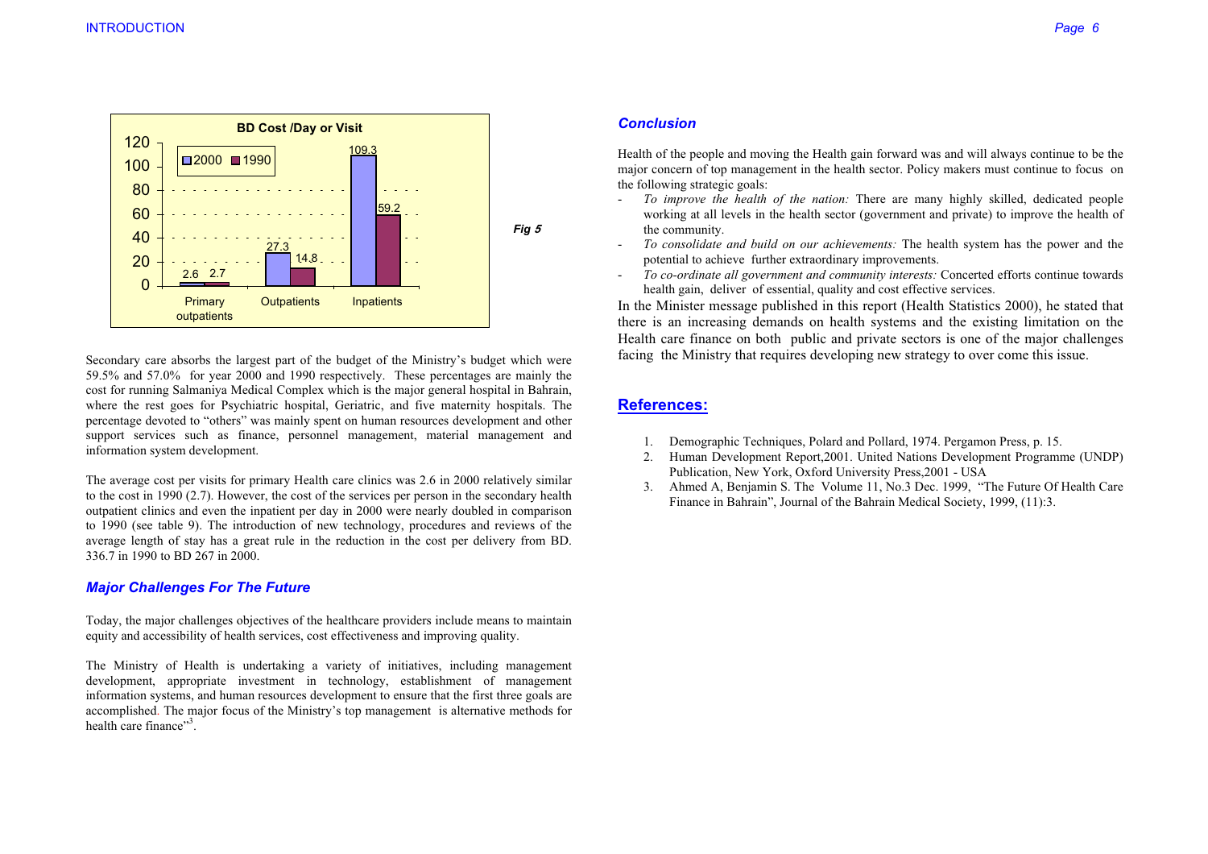**BD Cost /Day or Visit**

| | 2000 | 1990 |
|---|---|---|
| Primary outpatients | 2.6 | 2.7 |
| Outpatients | 27.3 | 14.8 |
| Inpatients | 109.3 | 59.2 |

*Fig 5*

Secondary care absorbs the largest part of the budget of the Ministry's budget which were 59.5% and 57.0% for year 2000 and 1990 respectively. These percentages are mainly the cost for running Salmaniya Medical Complex which is the major general hospital in Bahrain, where the rest goes for Psychiatric hospital, Geriatric, and five maternity hospitals. The percentage devoted to "others" was mainly spent on human resources development and other support services such as finance, personnel management, material management and information system development.

The average cost per visits for primary Health care clinics was 2.6 in 2000 relatively similar to the cost in 1990 (2.7). However, the cost of the services per person in the secondary health outpatient clinics and even the inpatient per day in 2000 were nearly doubled in comparison to 1990 (see table 9). The introduction of new technology, procedures and reviews of the average length of stay has a great rule in the reduction in the cost per delivery from BD. 336.7 in 1990 to BD 267 in 2000.

### *Major Challenges For The Future*

Today, the major challenges objectives of the healthcare providers include means to maintain equity and accessibility of health services, cost effectiveness and improving quality.

The Ministry of Health is undertaking a variety of initiatives, including management development, appropriate investment in technology, establishment of management information systems, and human resources development to ensure that the first three goals are accomplished. The major focus of the Ministry's top management is alternative methods for health care finance"[3].

### *Conclusion*

Health of the people and moving the Health gain forward was and will always continue to be the major concern of top management in the health sector. Policy makers must continue to focus on the following strategic goals:

- *To improve the health of the nation:* There are many highly skilled, dedicated people working at all levels in the health sector (government and private) to improve the health of the community.
- *To consolidate and build on our achievements:* The health system has the power and the potential to achieve further extraordinary improvements.
- *To co-ordinate all government and community interests:* Concerted efforts continue towards health gain, deliver of essential, quality and cost effective services.

In the Minister message published in this report (Health Statistics 2000), he stated that there is an increasing demands on health systems and the existing limitation on the Health care finance on both public and private sectors is one of the major challenges facing the Ministry that requires developing new strategy to over come this issue.

## References:

1. Demographic Techniques, Polard and Pollard, 1974. Pergamon Press, p. 15.
2. Human Development Report,2001. United Nations Development Programme (UNDP) Publication, New York, Oxford University Press,2001 - USA
3. Ahmed A, Benjamin S. The Volume 11, No.3 Dec. 1999, "The Future Of Health Care Finance in Bahrain", Journal of the Bahrain Medical Society, 1999, (11):3.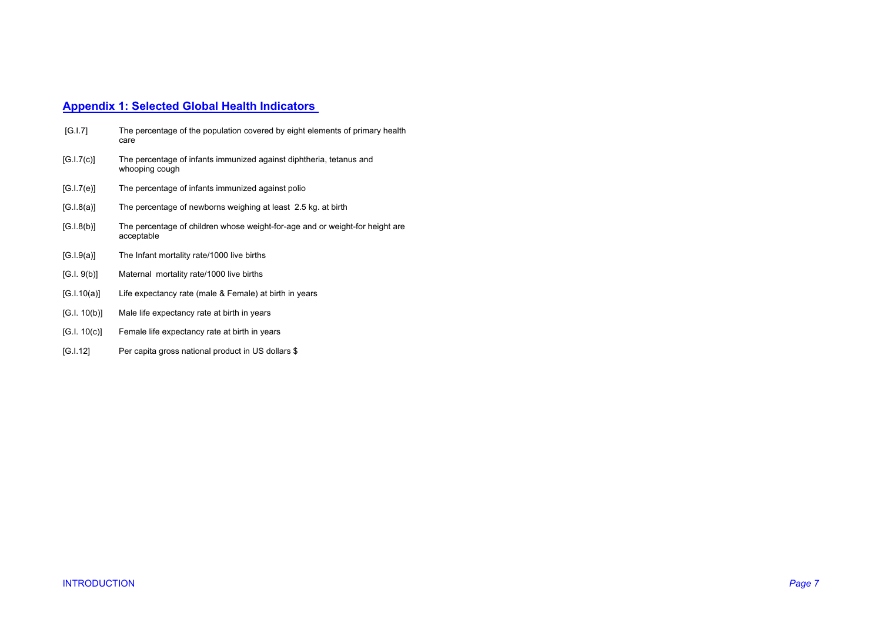## Appendix 1: Selected Global Health Indicators

| | |
|---|---|
| [G.I.7] | The percentage of the population covered by eight elements of primary health care |
| [G.I.7(c)] | The percentage of infants immunized against diphtheria, tetanus and whooping cough |
| [G.I.7(e)] | The percentage of infants immunized against polio |
| [G.I.8(a)] | The percentage of newborns weighing at least 2.5 kg. at birth |
| [G.I.8(b)] | The percentage of children whose weight-for-age and or weight-for height are acceptable |
| [G.I.9(a)] | The Infant mortality rate/1000 live births |
| [G.I. 9(b)] | Maternal mortality rate/1000 live births |
| [G.I.10(a)] | Life expectancy rate (male & Female) at birth in years |
| [G.I. 10(b)] | Male life expectancy rate at birth in years |
| [G.I. 10(c)] | Female life expectancy rate at birth in years |
| [G.I.12] | Per capita gross national product in US dollars $ |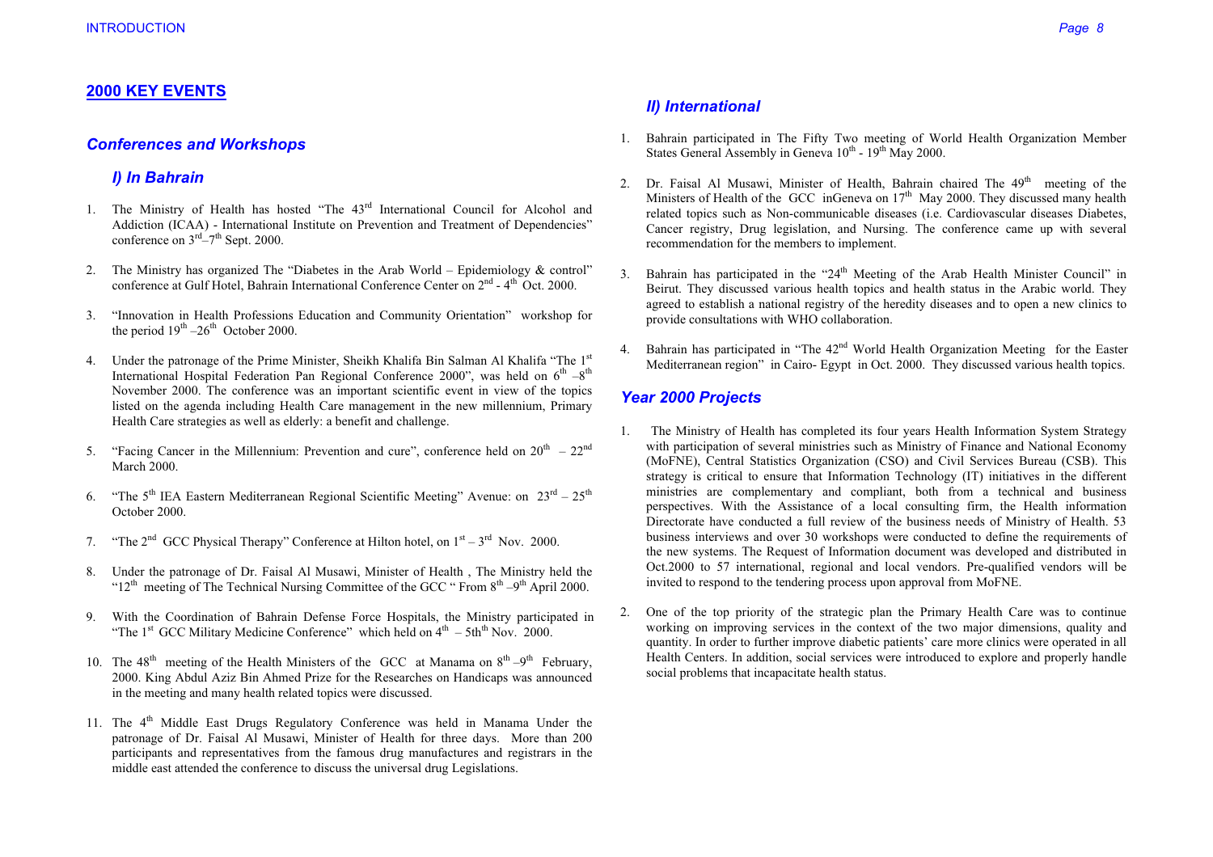## 2000 KEY EVENTS

### *Conferences and Workshops*

#### *I) In Bahrain*

1. The Ministry of Health has hosted "The 43rd International Council for Alcohol and Addiction (ICAA) - International Institute on Prevention and Treatment of Dependencies" conference on 3rd–7th Sept. 2000.

2. The Ministry has organized The "Diabetes in the Arab World – Epidemiology & control" conference at Gulf Hotel, Bahrain International Conference Center on 2nd - 4th Oct. 2000.

3. "Innovation in Health Professions Education and Community Orientation" workshop for the period 19th –26th October 2000.

4. Under the patronage of the Prime Minister, Sheikh Khalifa Bin Salman Al Khalifa "The 1st International Hospital Federation Pan Regional Conference 2000", was held on 6th –8th November 2000. The conference was an important scientific event in view of the topics listed on the agenda including Health Care management in the new millennium, Primary Health Care strategies as well as elderly: a benefit and challenge.

5. "Facing Cancer in the Millennium: Prevention and cure", conference held on 20th – 22nd March 2000.

6. "The 5th IEA Eastern Mediterranean Regional Scientific Meeting" Avenue: on 23rd – 25th October 2000.

7. "The 2nd GCC Physical Therapy" Conference at Hilton hotel, on 1st – 3rd Nov. 2000.

8. Under the patronage of Dr. Faisal Al Musawi, Minister of Health , The Ministry held the "12th meeting of The Technical Nursing Committee of the GCC " From 8th –9th April 2000.

9. With the Coordination of Bahrain Defense Force Hospitals, the Ministry participated in "The 1st GCC Military Medicine Conference" which held on 4th – 5th Nov. 2000.

10. The 48th meeting of the Health Ministers of the GCC at Manama on 8th –9th February, 2000. King Abdul Aziz Bin Ahmed Prize for the Researches on Handicaps was announced in the meeting and many health related topics were discussed.

11. The 4th Middle East Drugs Regulatory Conference was held in Manama Under the patronage of Dr. Faisal Al Musawi, Minister of Health for three days. More than 200 participants and representatives from the famous drug manufactures and registrars in the middle east attended the conference to discuss the universal drug Legislations.

#### *II) International*

1. Bahrain participated in The Fifty Two meeting of World Health Organization Member States General Assembly in Geneva 10th - 19th May 2000.

2. Dr. Faisal Al Musawi, Minister of Health, Bahrain chaired The 49th meeting of the Ministers of Health of the GCC inGeneva on 17th May 2000. They discussed many health related topics such as Non-communicable diseases (i.e. Cardiovascular diseases Diabetes, Cancer registry, Drug legislation, and Nursing. The conference came up with several recommendation for the members to implement.

3. Bahrain has participated in the "24th Meeting of the Arab Health Minister Council" in Beirut. They discussed various health topics and health status in the Arabic world. They agreed to establish a national registry of the heredity diseases and to open a new clinics to provide consultations with WHO collaboration.

4. Bahrain has participated in "The 42nd World Health Organization Meeting for the Easter Mediterranean region" in Cairo- Egypt in Oct. 2000. They discussed various health topics.

### *Year 2000 Projects*

1. The Ministry of Health has completed its four years Health Information System Strategy with participation of several ministries such as Ministry of Finance and National Economy (MoFNE), Central Statistics Organization (CSO) and Civil Services Bureau (CSB). This strategy is critical to ensure that Information Technology (IT) initiatives in the different ministries are complementary and compliant, both from a technical and business perspectives. With the Assistance of a local consulting firm, the Health information Directorate have conducted a full review of the business needs of Ministry of Health. 53 business interviews and over 30 workshops were conducted to define the requirements of the new systems. The Request of Information document was developed and distributed in Oct.2000 to 57 international, regional and local vendors. Pre-qualified vendors will be invited to respond to the tendering process upon approval from MoFNE.

2. One of the top priority of the strategic plan the Primary Health Care was to continue working on improving services in the context of the two major dimensions, quality and quantity. In order to further improve diabetic patients' care more clinics were operated in all Health Centers. In addition, social services were introduced to explore and properly handle social problems that incapacitate health status.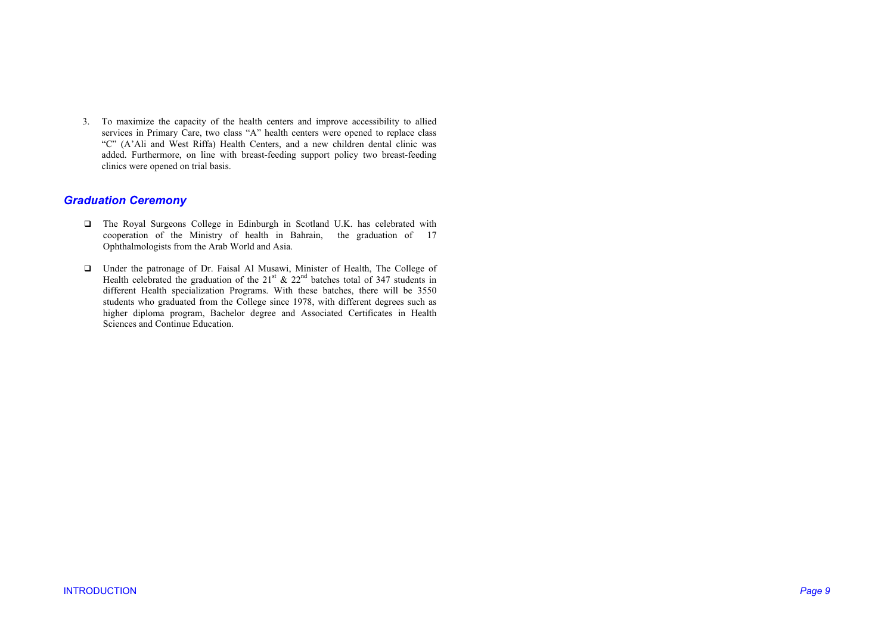3. To maximize the capacity of the health centers and improve accessibility to allied services in Primary Care, two class "A" health centers were opened to replace class "C" (A'Ali and West Riffa) Health Centers, and a new children dental clinic was added. Furthermore, on line with breast-feeding support policy two breast-feeding clinics were opened on trial basis.

## *Graduation Ceremony*

- The Royal Surgeons College in Edinburgh in Scotland U.K. has celebrated with cooperation of the Ministry of health in Bahrain, the graduation of 17 Ophthalmologists from the Arab World and Asia.
- Under the patronage of Dr. Faisal Al Musawi, Minister of Health, The College of Health celebrated the graduation of the $21^{st}$ & $22^{nd}$ batches total of 347 students in different Health specialization Programs. With these batches, there will be 3550 students who graduated from the College since 1978, with different degrees such as higher diploma program, Bachelor degree and Associated Certificates in Health Sciences and Continue Education.